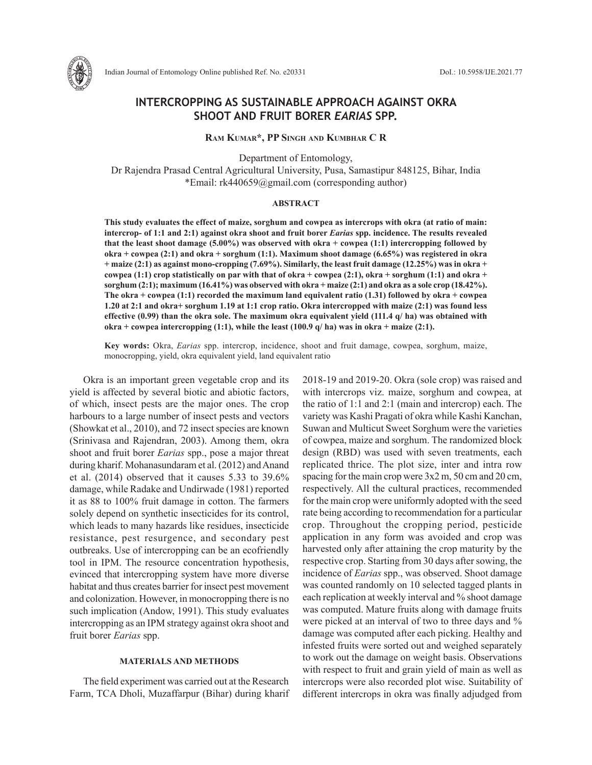# INTERCROPPING AS SUSTAINABLE APPROACH AGAINST OKRA SHOOT AND FRUIT BORER *EARIAS* SPP.

**Ram Kumar*, PP Singh and Kumbhar C R**

Department of Entomology,
Dr Rajendra Prasad Central Agricultural University, Pusa, Samastipur 848125, Bihar, India
*Email: rk440659@gmail.com (corresponding author)

## ABSTRACT

**This study evaluates the effect of maize, sorghum and cowpea as intercrops with okra (at ratio of main: intercrop- of 1:1 and 2:1) against okra shoot and fruit borer *Earias* spp. incidence. The results revealed that the least shoot damage (5.00%) was observed with okra + cowpea (1:1) intercropping followed by okra + cowpea (2:1) and okra + sorghum (1:1). Maximum shoot damage (6.65%) was registered in okra + maize (2:1) as against mono-cropping (7.69%). Similarly, the least fruit damage (12.25%) was in okra + cowpea (1:1) crop statistically on par with that of okra + cowpea (2:1), okra + sorghum (1:1) and okra + sorghum (2:1); maximum (16.41%) was observed with okra + maize (2:1) and okra as a sole crop (18.42%). The okra + cowpea (1:1) recorded the maximum land equivalent ratio (1.31) followed by okra + cowpea 1.20 at 2:1 and okra+ sorghum 1.19 at 1:1 crop ratio. Okra intercropped with maize (2:1) was found less effective (0.99) than the okra sole. The maximum okra equivalent yield (111.4 q/ ha) was obtained with okra + cowpea intercropping (1:1), while the least (100.9 q/ ha) was in okra + maize (2:1).**

**Key words:** Okra, *Earias* spp. intercrop, incidence, shoot and fruit damage, cowpea, sorghum, maize, monocropping, yield, okra equivalent yield, land equivalent ratio

Okra is an important green vegetable crop and its yield is affected by several biotic and abiotic factors, of which, insect pests are the major ones. The crop harbours to a large number of insect pests and vectors (Showkat et al., 2010), and 72 insect species are known (Srinivasa and Rajendran, 2003). Among them, okra shoot and fruit borer *Earias* spp., pose a major threat during kharif. Mohanasundaram et al. (2012) and Anand et al. (2014) observed that it causes 5.33 to 39.6% damage, while Radake and Undirwade (1981) reported it as 88 to 100% fruit damage in cotton. The farmers solely depend on synthetic insecticides for its control, which leads to many hazards like residues, insecticide resistance, pest resurgence, and secondary pest outbreaks. Use of intercropping can be an ecofriendly tool in IPM. The resource concentration hypothesis, evinced that intercropping system have more diverse habitat and thus creates barrier for insect pest movement and colonization. However, in monocropping there is no such implication (Andow, 1991). This study evaluates intercropping as an IPM strategy against okra shoot and fruit borer *Earias* spp.

## MATERIALS AND METHODS

The field experiment was carried out at the Research Farm, TCA Dholi, Muzaffarpur (Bihar) during kharif 2018-19 and 2019-20. Okra (sole crop) was raised and with intercrops viz. maize, sorghum and cowpea, at the ratio of 1:1 and 2:1 (main and intercrop) each. The variety was Kashi Pragati of okra while Kashi Kanchan, Suwan and Multicut Sweet Sorghum were the varieties of cowpea, maize and sorghum. The randomized block design (RBD) was used with seven treatments, each replicated thrice. The plot size, inter and intra row spacing for the main crop were 3x2 m, 50 cm and 20 cm, respectively. All the cultural practices, recommended for the main crop were uniformly adopted with the seed rate being according to recommendation for a particular crop. Throughout the cropping period, pesticide application in any form was avoided and crop was harvested only after attaining the crop maturity by the respective crop. Starting from 30 days after sowing, the incidence of *Earias* spp., was observed. Shoot damage was counted randomly on 10 selected tagged plants in each replication at weekly interval and % shoot damage was computed. Mature fruits along with damage fruits were picked at an interval of two to three days and % damage was computed after each picking. Healthy and infested fruits were sorted out and weighed separately to work out the damage on weight basis. Observations with respect to fruit and grain yield of main as well as intercrops were also recorded plot wise. Suitability of different intercrops in okra was finally adjudged from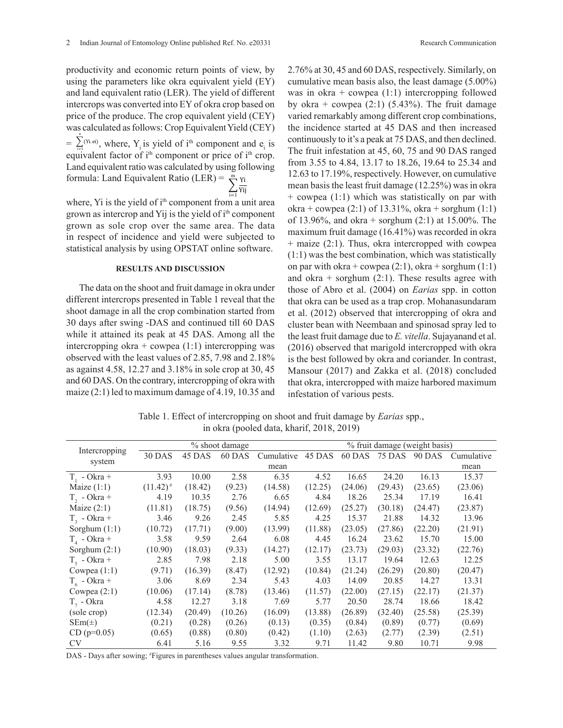productivity and economic return points of view, by using the parameters like okra equivalent yield (EY) and land equivalent ratio (LER). The yield of different intercrops was converted into EY of okra crop based on price of the produce. The crop equivalent yield (CEY) was calculated as follows: Crop Equivalent Yield (CEY) = $\sum_{i=1}^{n}(Y_i.e_i)$, where, $Y_i$ is yield of $i^{th}$ component and $e_i$ is equivalent factor of $i^{th}$ component or price of $i^{th}$ crop. Land equivalent ratio was calculated by using following formula: Land Equivalent Ratio (LER) = $\sum_{i=1}^{m}\frac{Yi}{Yij}$

where, Yi is the yield of $i^{th}$ component from a unit area grown as intercrop and Yij is the yield of $i^{th}$ component grown as sole crop over the same area. The data in respect of incidence and yield were subjected to statistical analysis by using OPSTAT online software.

## RESULTS AND DISCUSSION

The data on the shoot and fruit damage in okra under different intercrops presented in Table 1 reveal that the shoot damage in all the crop combination started from 30 days after swing -DAS and continued till 60 DAS while it attained its peak at 45 DAS. Among all the intercropping okra + cowpea (1:1) intercropping was observed with the least values of 2.85, 7.98 and 2.18% as against 4.58, 12.27 and 3.18% in sole crop at 30, 45 and 60 DAS. On the contrary, intercropping of okra with maize (2:1) led to maximum damage of 4.19, 10.35 and 2.76% at 30, 45 and 60 DAS, respectively. Similarly, on cumulative mean basis also, the least damage (5.00%) was in okra + cowpea (1:1) intercropping followed by okra + cowpea (2:1) (5.43%). The fruit damage varied remarkably among different crop combinations, the incidence started at 45 DAS and then increased continuously to it's a peak at 75 DAS, and then declined. The fruit infestation at 45, 60, 75 and 90 DAS ranged from 3.55 to 4.84, 13.17 to 18.26, 19.64 to 25.34 and 12.63 to 17.19%, respectively. However, on cumulative mean basis the least fruit damage (12.25%) was in okra + cowpea (1:1) which was statistically on par with okra + cowpea (2:1) of 13.31%, okra + sorghum (1:1) of 13.96%, and okra + sorghum (2:1) at 15.00%. The maximum fruit damage (16.41%) was recorded in okra + maize (2:1). Thus, okra intercropped with cowpea (1:1) was the best combination, which was statistically on par with okra + cowpea (2:1), okra + sorghum (1:1) and okra + sorghum (2:1). These results agree with those of Abro et al. (2004) on *Earias* spp. in cotton that okra can be used as a trap crop. Mohanasundaram et al. (2012) observed that intercropping of okra and cluster bean with Neembaan and spinosad spray led to the least fruit damage due to *E. vitella*. Sujayanand et al. (2016) observed that marigold intercropped with okra is the best followed by okra and coriander. In contrast, Mansour (2017) and Zakka et al. (2018) concluded that okra, intercropped with maize harbored maximum infestation of various pests.

Table 1. Effect of intercropping on shoot and fruit damage by *Earias* spp., in okra (pooled data, kharif, 2018, 2019)

| Intercropping system | % shoot damage | | | | % fruit damage (weight basis) | | | | |
|---|---|---|---|---|---|---|---|---|---|
| | 30 DAS | 45 DAS | 60 DAS | Cumulative mean | 45 DAS | 60 DAS | 75 DAS | 90 DAS | Cumulative mean |
| $T_1$ - Okra + Maize (1:1) | 3.93 (11.42)[#] | 10.00 (18.42) | 2.58 (9.23) | 6.35 (14.58) | 4.52 (12.25) | 16.65 (24.06) | 24.20 (29.43) | 16.13 (23.65) | 15.37 (23.06) |
| $T_2$ - Okra + Maize (2:1) | 4.19 (11.81) | 10.35 (18.75) | 2.76 (9.56) | 6.65 (14.94) | 4.84 (12.69) | 18.26 (25.27) | 25.34 (30.18) | 17.19 (24.47) | 16.41 (23.87) |
| $T_3$ - Okra + Sorghum (1:1) | 3.46 (10.72) | 9.26 (17.71) | 2.45 (9.00) | 5.85 (13.99) | 4.25 (11.88) | 15.37 (23.05) | 21.88 (27.86) | 14.32 (22.20) | 13.96 (21.91) |
| $T_4$ - Okra + Sorghum (2:1) | 3.58 (10.90) | 9.59 (18.03) | 2.64 (9.33) | 6.08 (14.27) | 4.45 (12.17) | 16.24 (23.73) | 23.62 (29.03) | 15.70 (23.32) | 15.00 (22.76) |
| $T_5$ - Okra + Cowpea (1:1) | 2.85 (9.71) | 7.98 (16.39) | 2.18 (8.47) | 5.00 (12.92) | 3.55 (10.84) | 13.17 (21.24) | 19.64 (26.29) | 12.63 (20.80) | 12.25 (20.47) |
| $T_6$ - Okra + Cowpea (2:1) | 3.06 (10.06) | 8.69 (17.14) | 2.34 (8.78) | 5.43 (13.46) | 4.03 (11.57) | 14.09 (22.00) | 20.85 (27.15) | 14.27 (22.17) | 13.31 (21.37) |
| $T_7$ - Okra (sole crop) | 4.58 (12.34) | 12.27 (20.49) | 3.18 (10.26) | 7.69 (16.09) | 5.77 (13.88) | 20.50 (26.89) | 28.74 (32.40) | 18.66 (25.58) | 18.42 (25.39) |
| SEm(±) | (0.21) | (0.28) | (0.26) | (0.13) | (0.35) | (0.84) | (0.89) | (0.77) | (0.69) |
| CD (p=0.05) | (0.65) | (0.88) | (0.80) | (0.42) | (1.10) | (2.63) | (2.77) | (2.39) | (2.51) |
| CV | 6.41 | 5.16 | 9.55 | 3.32 | 9.71 | 11.42 | 9.80 | 10.71 | 9.98 |

DAS - Days after sowing; [#]Figures in parentheses values angular transformation.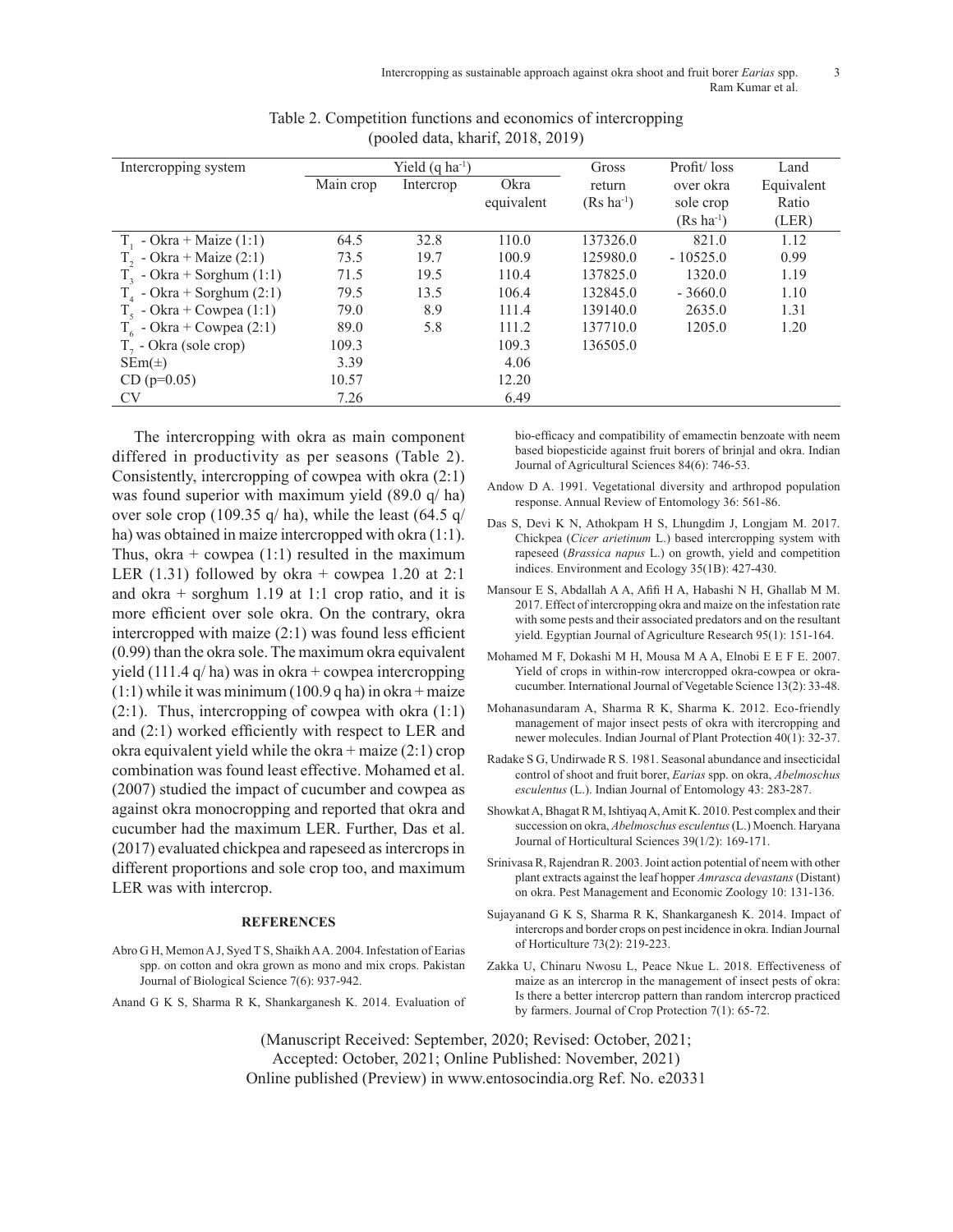Table 2. Competition functions and economics of intercropping (pooled data, kharif, 2018, 2019)

| Intercropping system | Yield (q ha$^{-1}$) | | | Gross return (Rs ha$^{-1}$) | Profit/ loss over okra sole crop (Rs ha$^{-1}$) | Land Equivalent Ratio (LER) |
|---|---|---|---|---|---|---|
| | Main crop | Intercrop | Okra equivalent | | | |
| $T_1$ - Okra + Maize (1:1) | 64.5 | 32.8 | 110.0 | 137326.0 | 821.0 | 1.12 |
| $T_2$ - Okra + Maize (2:1) | 73.5 | 19.7 | 100.9 | 125980.0 | - 10525.0 | 0.99 |
| $T_3$ - Okra + Sorghum (1:1) | 71.5 | 19.5 | 110.4 | 137825.0 | 1320.0 | 1.19 |
| $T_4$ - Okra + Sorghum (2:1) | 79.5 | 13.5 | 106.4 | 132845.0 | - 3660.0 | 1.10 |
| $T_5$ - Okra + Cowpea (1:1) | 79.0 | 8.9 | 111.4 | 139140.0 | 2635.0 | 1.31 |
| $T_6$ - Okra + Cowpea (2:1) | 89.0 | 5.8 | 111.2 | 137710.0 | 1205.0 | 1.20 |
| $T_7$ - Okra (sole crop) | 109.3 | | 109.3 | 136505.0 | | |
| SEm(±) | 3.39 | | 4.06 | | | |
| CD (p=0.05) | 10.57 | | 12.20 | | | |
| CV | 7.26 | | 6.49 | | | |

The intercropping with okra as main component differed in productivity as per seasons (Table 2). Consistently, intercropping of cowpea with okra (2:1) was found superior with maximum yield (89.0 q/ ha) over sole crop (109.35 q/ ha), while the least (64.5 q/ ha) was obtained in maize intercropped with okra (1:1). Thus, okra + cowpea (1:1) resulted in the maximum LER (1.31) followed by okra + cowpea 1.20 at 2:1 and okra + sorghum 1.19 at 1:1 crop ratio, and it is more efficient over sole okra. On the contrary, okra intercropped with maize (2:1) was found less efficient (0.99) than the okra sole. The maximum okra equivalent yield (111.4 q/ ha) was in okra + cowpea intercropping (1:1) while it was minimum (100.9 q ha) in okra + maize (2:1). Thus, intercropping of cowpea with okra (1:1) and (2:1) worked efficiently with respect to LER and okra equivalent yield while the okra + maize (2:1) crop combination was found least effective. Mohamed et al. (2007) studied the impact of cucumber and cowpea as against okra monocropping and reported that okra and cucumber had the maximum LER. Further, Das et al. (2017) evaluated chickpea and rapeseed as intercrops in different proportions and sole crop too, and maximum LER was with intercrop.

## REFERENCES

Abro G H, Memon A J, Syed T S, Shaikh A A. 2004. Infestation of Earias spp. on cotton and okra grown as mono and mix crops. Pakistan Journal of Biological Science 7(6): 937-942.

Anand G K S, Sharma R K, Shankarganesh K. 2014. Evaluation of bio-efficacy and compatibility of emamectin benzoate with neem based biopesticide against fruit borers of brinjal and okra. Indian Journal of Agricultural Sciences 84(6): 746-53.

Andow D A. 1991. Vegetational diversity and arthropod population response. Annual Review of Entomology 36: 561-86.

Das S, Devi K N, Athokpam H S, Lhungdim J, Longjam M. 2017. Chickpea (*Cicer arietinum* L.) based intercropping system with rapeseed (*Brassica napus* L.) on growth, yield and competition indices. Environment and Ecology 35(1B): 427-430.

Mansour E S, Abdallah A A, Afifi H A, Habashi N H, Ghallab M M. 2017. Effect of intercropping okra and maize on the infestation rate with some pests and their associated predators and on the resultant yield. Egyptian Journal of Agriculture Research 95(1): 151-164.

Mohamed M F, Dokashi M H, Mousa M A A, Elnobi E E F E. 2007. Yield of crops in within-row intercropped okra-cowpea or okra-cucumber. International Journal of Vegetable Science 13(2): 33-48.

Mohanasundaram A, Sharma R K, Sharma K. 2012. Eco-friendly management of major insect pests of okra with itercropping and newer molecules. Indian Journal of Plant Protection 40(1): 32-37.

Radake S G, Undirwade R S. 1981. Seasonal abundance and insecticidal control of shoot and fruit borer, *Earias* spp. on okra, *Abelmoschus esculentus* (L.). Indian Journal of Entomology 43: 283-287.

Showkat A, Bhagat R M, Ishtiyaq A, Amit K. 2010. Pest complex and their succession on okra, *Abelmoschus esculentus* (L.) Moench. Haryana Journal of Horticultural Sciences 39(1/2): 169-171.

Srinivasa R, Rajendran R. 2003. Joint action potential of neem with other plant extracts against the leaf hopper *Amrasca devastans* (Distant) on okra. Pest Management and Economic Zoology 10: 131-136.

Sujayanand G K S, Sharma R K, Shankarganesh K. 2014. Impact of intercrops and border crops on pest incidence in okra. Indian Journal of Horticulture 73(2): 219-223.

Zakka U, Chinaru Nwosu L, Peace Nkue L. 2018. Effectiveness of maize as an intercrop in the management of insect pests of okra: Is there a better intercrop pattern than random intercrop practiced by farmers. Journal of Crop Protection 7(1): 65-72.

(Manuscript Received: September, 2020; Revised: October, 2021; Accepted: October, 2021; Online Published: November, 2021)
Online published (Preview) in www.entosocindia.org Ref. No. e20331